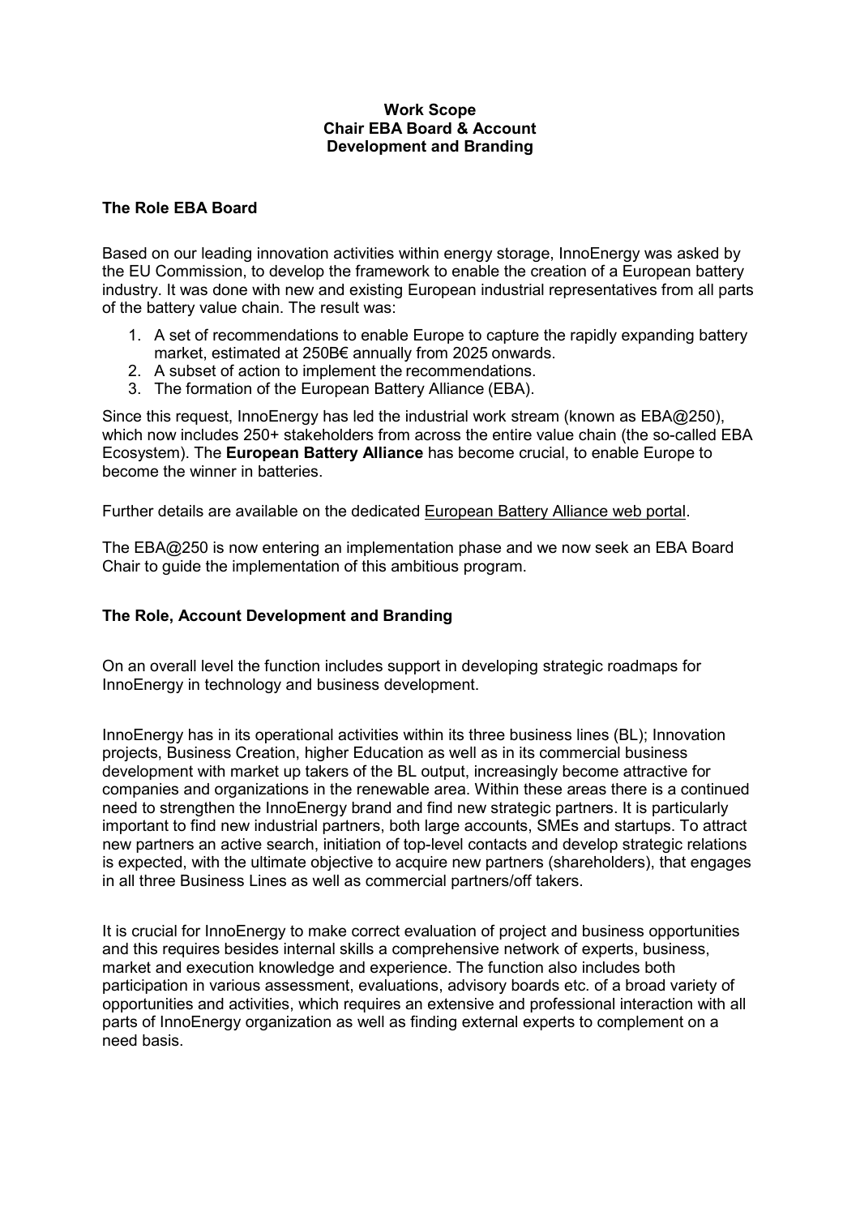**Work Scope**
**Chair EBA Board & Account Development and Branding**

## The Role EBA Board

Based on our leading innovation activities within energy storage, InnoEnergy was asked by the EU Commission, to develop the framework to enable the creation of a European battery industry. It was done with new and existing European industrial representatives from all parts of the battery value chain. The result was:

1. A set of recommendations to enable Europe to capture the rapidly expanding battery market, estimated at 250B€ annually from 2025 onwards.
2. A subset of action to implement the recommendations.
3. The formation of the European Battery Alliance (EBA).

Since this request, InnoEnergy has led the industrial work stream (known as EBA@250), which now includes 250+ stakeholders from across the entire value chain (the so-called EBA Ecosystem). The **European Battery Alliance** has become crucial, to enable Europe to become the winner in batteries.

Further details are available on the dedicated European Battery Alliance web portal.

The EBA@250 is now entering an implementation phase and we now seek an EBA Board Chair to guide the implementation of this ambitious program.

## The Role, Account Development and Branding

On an overall level the function includes support in developing strategic roadmaps for InnoEnergy in technology and business development.

InnoEnergy has in its operational activities within its three business lines (BL); Innovation projects, Business Creation, higher Education as well as in its commercial business development with market up takers of the BL output, increasingly become attractive for companies and organizations in the renewable area. Within these areas there is a continued need to strengthen the InnoEnergy brand and find new strategic partners. It is particularly important to find new industrial partners, both large accounts, SMEs and startups. To attract new partners an active search, initiation of top-level contacts and develop strategic relations is expected, with the ultimate objective to acquire new partners (shareholders), that engages in all three Business Lines as well as commercial partners/off takers.

It is crucial for InnoEnergy to make correct evaluation of project and business opportunities and this requires besides internal skills a comprehensive network of experts, business, market and execution knowledge and experience. The function also includes both participation in various assessment, evaluations, advisory boards etc. of a broad variety of opportunities and activities, which requires an extensive and professional interaction with all parts of InnoEnergy organization as well as finding external experts to complement on a need basis.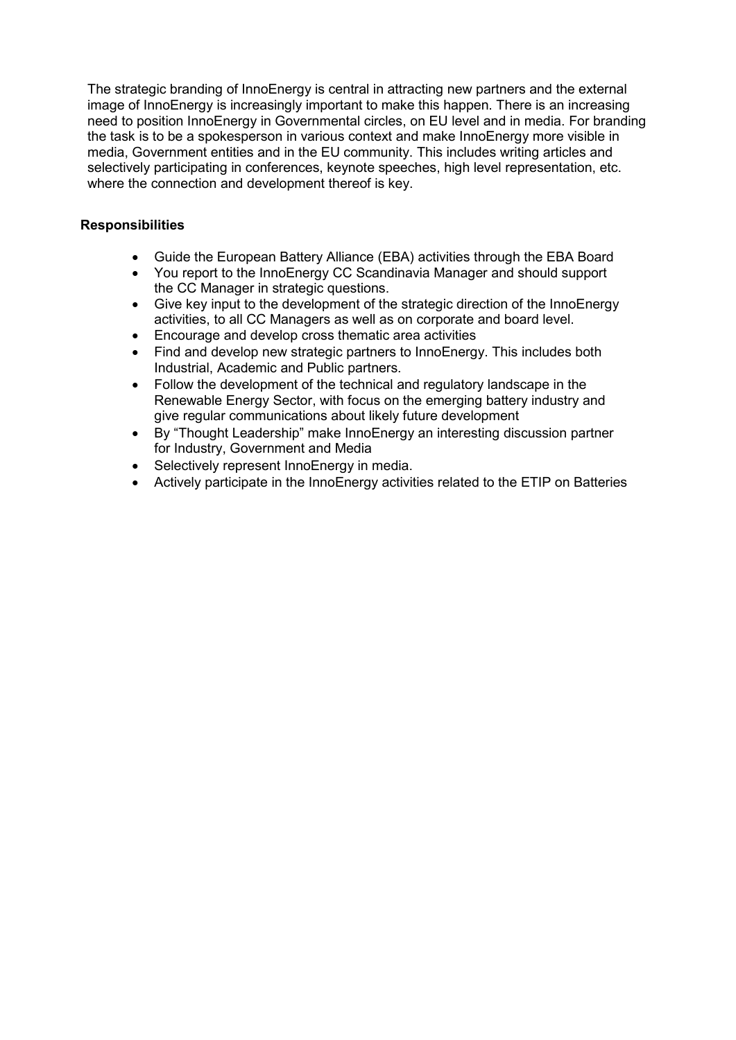The strategic branding of InnoEnergy is central in attracting new partners and the external image of InnoEnergy is increasingly important to make this happen. There is an increasing need to position InnoEnergy in Governmental circles, on EU level and in media. For branding the task is to be a spokesperson in various context and make InnoEnergy more visible in media, Government entities and in the EU community. This includes writing articles and selectively participating in conferences, keynote speeches, high level representation, etc. where the connection and development thereof is key.

**Responsibilities**

- Guide the European Battery Alliance (EBA) activities through the EBA Board
- You report to the InnoEnergy CC Scandinavia Manager and should support the CC Manager in strategic questions.
- Give key input to the development of the strategic direction of the InnoEnergy activities, to all CC Managers as well as on corporate and board level.
- Encourage and develop cross thematic area activities
- Find and develop new strategic partners to InnoEnergy. This includes both Industrial, Academic and Public partners.
- Follow the development of the technical and regulatory landscape in the Renewable Energy Sector, with focus on the emerging battery industry and give regular communications about likely future development
- By "Thought Leadership" make InnoEnergy an interesting discussion partner for Industry, Government and Media
- Selectively represent InnoEnergy in media.
- Actively participate in the InnoEnergy activities related to the ETIP on Batteries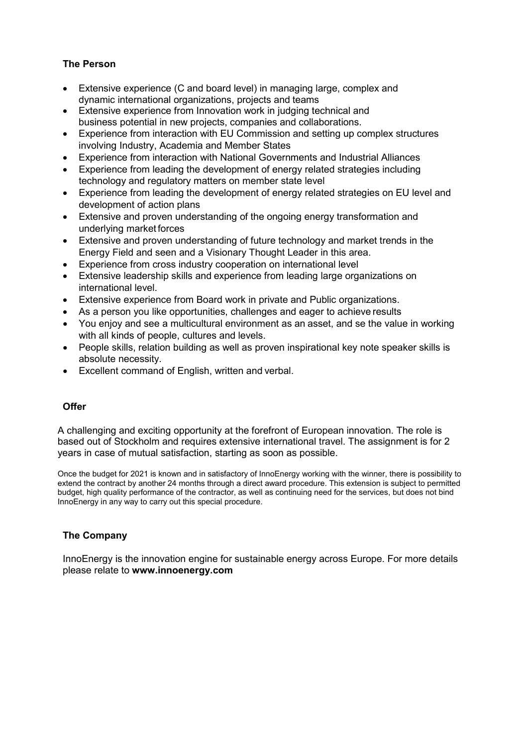**The Person**

- Extensive experience (C and board level) in managing large, complex and dynamic international organizations, projects and teams
- Extensive experience from Innovation work in judging technical and business potential in new projects, companies and collaborations.
- Experience from interaction with EU Commission and setting up complex structures involving Industry, Academia and Member States
- Experience from interaction with National Governments and Industrial Alliances
- Experience from leading the development of energy related strategies including technology and regulatory matters on member state level
- Experience from leading the development of energy related strategies on EU level and development of action plans
- Extensive and proven understanding of the ongoing energy transformation and underlying market forces
- Extensive and proven understanding of future technology and market trends in the Energy Field and seen and a Visionary Thought Leader in this area.
- Experience from cross industry cooperation on international level
- Extensive leadership skills and experience from leading large organizations on international level.
- Extensive experience from Board work in private and Public organizations.
- As a person you like opportunities, challenges and eager to achieve results
- You enjoy and see a multicultural environment as an asset, and se the value in working with all kinds of people, cultures and levels.
- People skills, relation building as well as proven inspirational key note speaker skills is absolute necessity.
- Excellent command of English, written and verbal.

**Offer**

A challenging and exciting opportunity at the forefront of European innovation. The role is based out of Stockholm and requires extensive international travel. The assignment is for 2 years in case of mutual satisfaction, starting as soon as possible.

Once the budget for 2021 is known and in satisfactory of InnoEnergy working with the winner, there is possibility to extend the contract by another 24 months through a direct award procedure. This extension is subject to permitted budget, high quality performance of the contractor, as well as continuing need for the services, but does not bind InnoEnergy in any way to carry out this special procedure.

**The Company**

InnoEnergy is the innovation engine for sustainable energy across Europe. For more details please relate to **www.innoenergy.com**